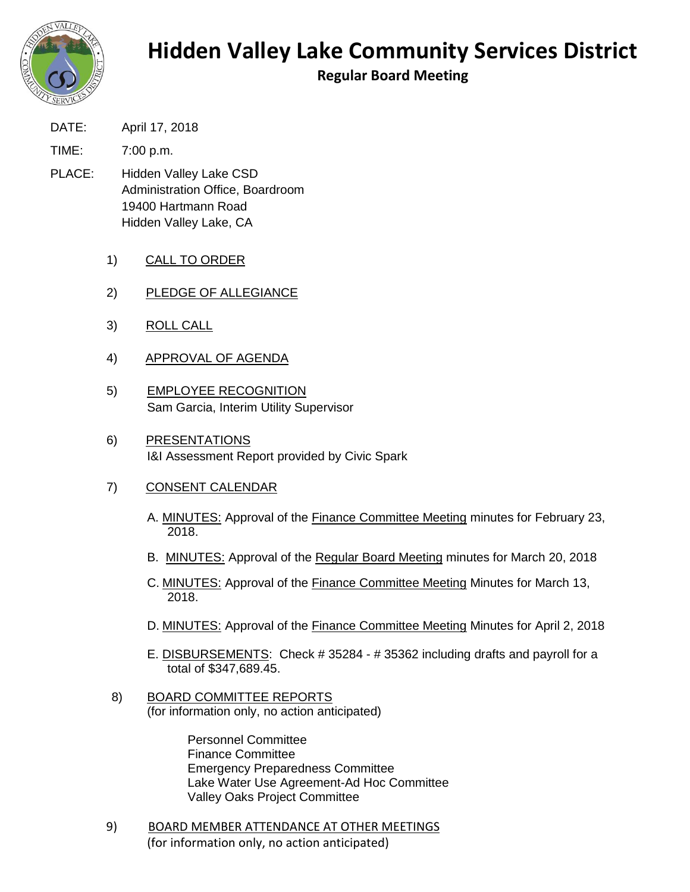# Hidden Valley Lake Community Services District

## Regular Board Meeting

DATE: April 17, 2018

TIME: 7:00 p.m.

PLACE: Hidden Valley Lake CSD
Administration Office, Boardroom
19400 Hartmann Road
Hidden Valley Lake, CA

1) CALL TO ORDER

2) PLEDGE OF ALLEGIANCE

3) ROLL CALL

4) APPROVAL OF AGENDA

5) EMPLOYEE RECOGNITION
Sam Garcia, Interim Utility Supervisor

6) PRESENTATIONS
I&I Assessment Report provided by Civic Spark

7) CONSENT CALENDAR

   A. MINUTES: Approval of the Finance Committee Meeting minutes for February 23, 2018.

   B. MINUTES: Approval of the Regular Board Meeting minutes for March 20, 2018

   C. MINUTES: Approval of the Finance Committee Meeting Minutes for March 13, 2018.

   D. MINUTES: Approval of the Finance Committee Meeting Minutes for April 2, 2018

   E. DISBURSEMENTS: Check # 35284 - # 35362 including drafts and payroll for a total of $347,689.45.

8) BOARD COMMITTEE REPORTS
(for information only, no action anticipated)

   Personnel Committee
   Finance Committee
   Emergency Preparedness Committee
   Lake Water Use Agreement-Ad Hoc Committee
   Valley Oaks Project Committee

9) BOARD MEMBER ATTENDANCE AT OTHER MEETINGS
(for information only, no action anticipated)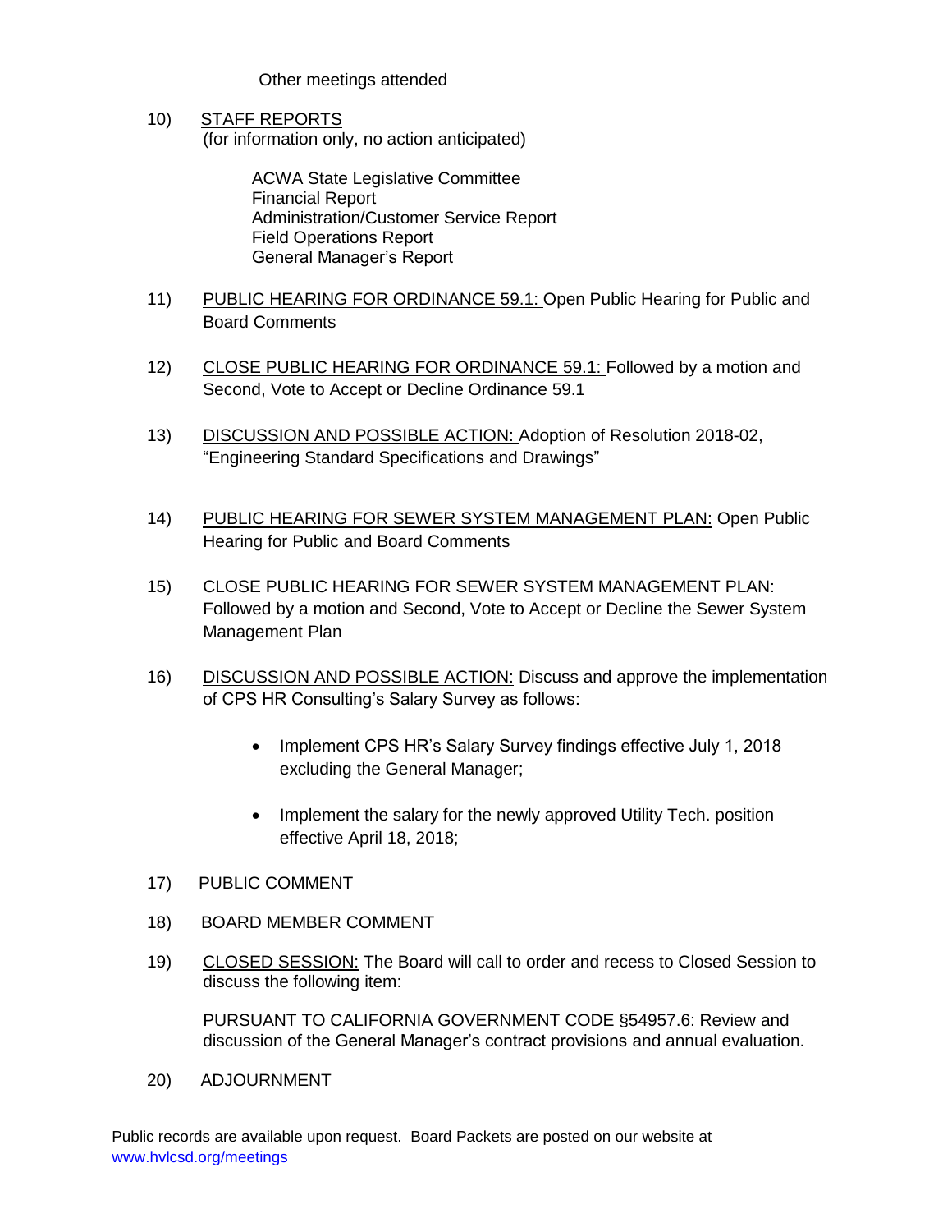Other meetings attended

10) <u>STAFF REPORTS</u>
(for information only, no action anticipated)

ACWA State Legislative Committee
Financial Report
Administration/Customer Service Report
Field Operations Report
General Manager's Report

11) <u>PUBLIC HEARING FOR ORDINANCE 59.1:</u> Open Public Hearing for Public and Board Comments

12) <u>CLOSE PUBLIC HEARING FOR ORDINANCE 59.1:</u> Followed by a motion and Second, Vote to Accept or Decline Ordinance 59.1

13) <u>DISCUSSION AND POSSIBLE ACTION:</u> Adoption of Resolution 2018-02, "Engineering Standard Specifications and Drawings"

14) <u>PUBLIC HEARING FOR SEWER SYSTEM MANAGEMENT PLAN:</u> Open Public Hearing for Public and Board Comments

15) <u>CLOSE PUBLIC HEARING FOR SEWER SYSTEM MANAGEMENT PLAN:</u> Followed by a motion and Second, Vote to Accept or Decline the Sewer System Management Plan

16) <u>DISCUSSION AND POSSIBLE ACTION:</u> Discuss and approve the implementation of CPS HR Consulting's Salary Survey as follows:

- Implement CPS HR's Salary Survey findings effective July 1, 2018 excluding the General Manager;
- Implement the salary for the newly approved Utility Tech. position effective April 18, 2018;

17) PUBLIC COMMENT

18) BOARD MEMBER COMMENT

19) <u>CLOSED SESSION:</u> The Board will call to order and recess to Closed Session to discuss the following item:

PURSUANT TO CALIFORNIA GOVERNMENT CODE §54957.6: Review and discussion of the General Manager's contract provisions and annual evaluation.

20) ADJOURNMENT

Public records are available upon request. Board Packets are posted on our website at [www.hvlcsd.org/meetings](www.hvlcsd.org/meetings)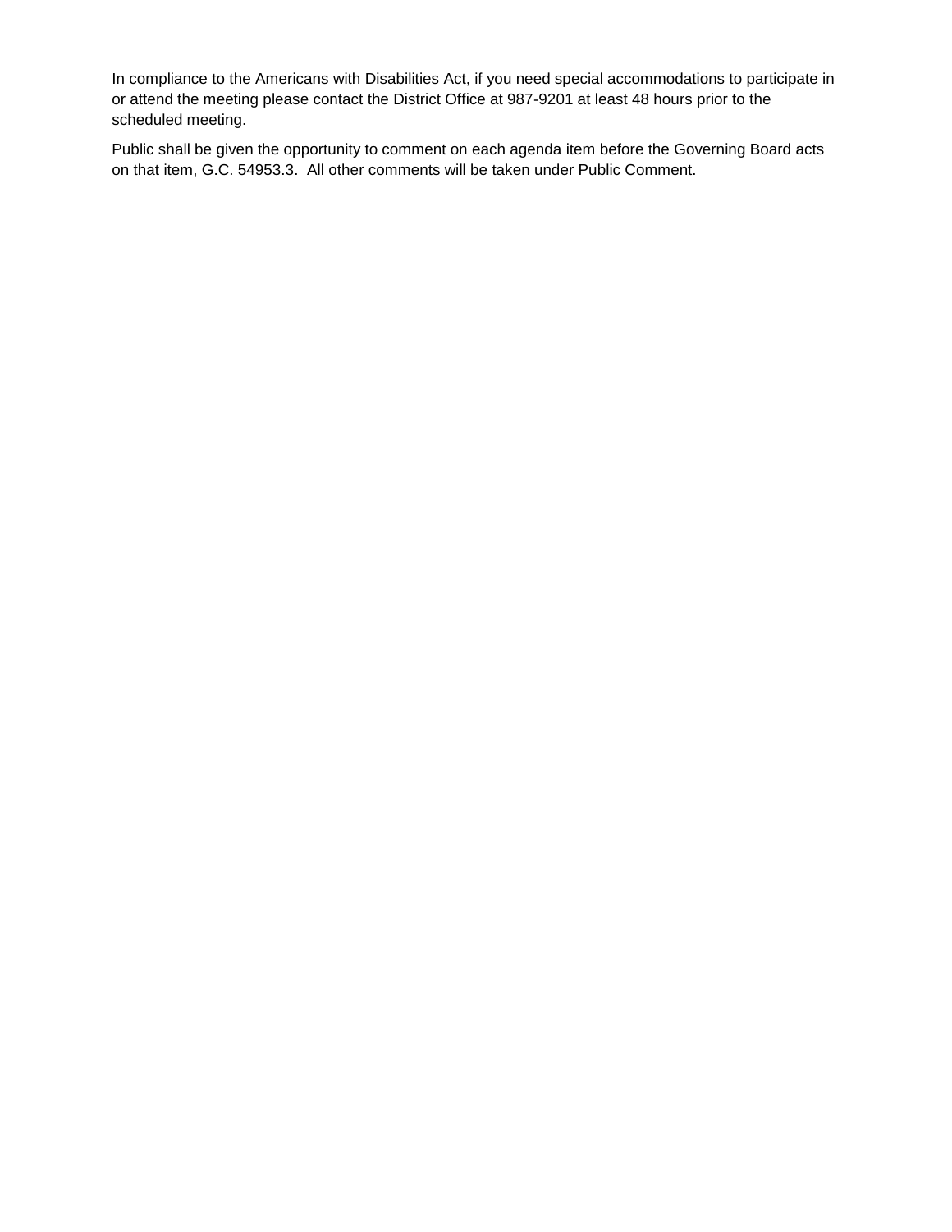In compliance to the Americans with Disabilities Act, if you need special accommodations to participate in or attend the meeting please contact the District Office at 987-9201 at least 48 hours prior to the scheduled meeting.

Public shall be given the opportunity to comment on each agenda item before the Governing Board acts on that item, G.C. 54953.3. All other comments will be taken under Public Comment.